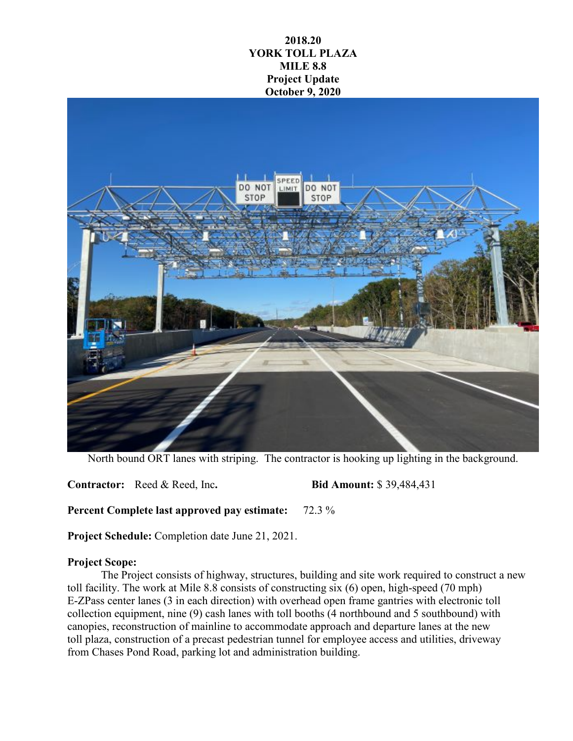**2018.20**
**YORK TOLL PLAZA**
**MILE 8.8**
**Project Update**
**October 9, 2020**

North bound ORT lanes with striping. The contractor is hooking up lighting in the background.

**Contractor:** Reed & Reed, Inc. **Bid Amount:** $ 39,484,431

**Percent Complete last approved pay estimate:** 72.3 %

**Project Schedule:** Completion date June 21, 2021.

**Project Scope:**

The Project consists of highway, structures, building and site work required to construct a new toll facility. The work at Mile 8.8 consists of constructing six (6) open, high-speed (70 mph) E-ZPass center lanes (3 in each direction) with overhead open frame gantries with electronic toll collection equipment, nine (9) cash lanes with toll booths (4 northbound and 5 southbound) with canopies, reconstruction of mainline to accommodate approach and departure lanes at the new toll plaza, construction of a precast pedestrian tunnel for employee access and utilities, driveway from Chases Pond Road, parking lot and administration building.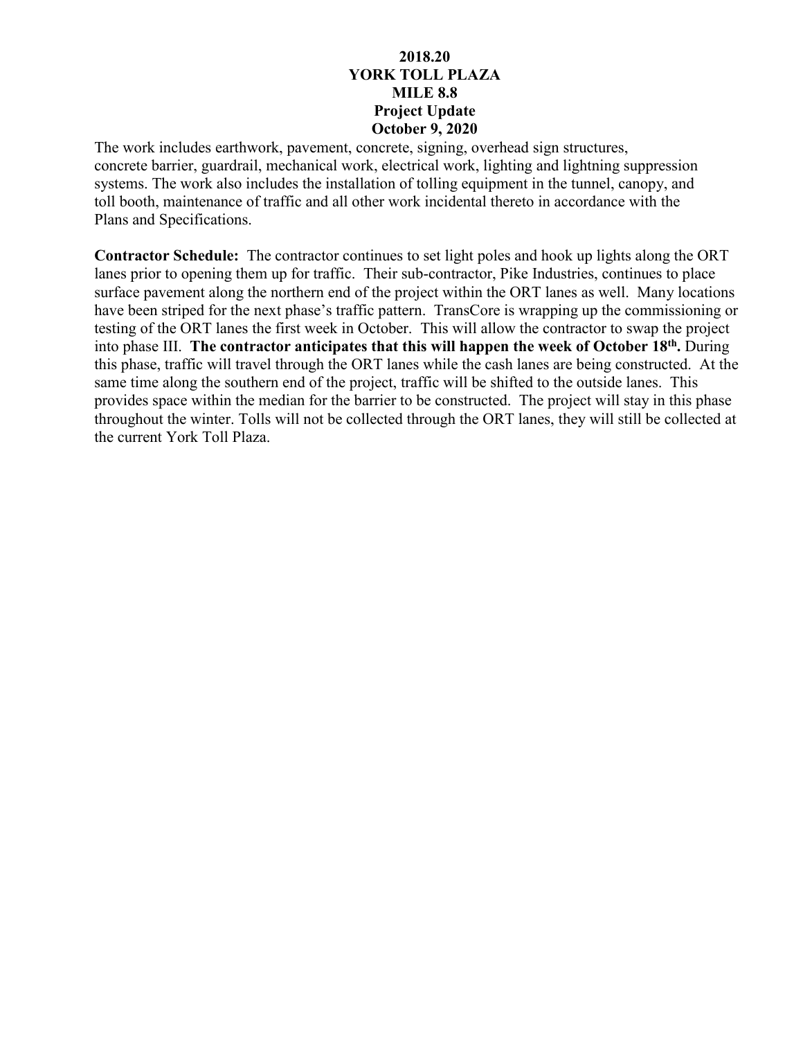# 2018.20
# YORK TOLL PLAZA
# MILE 8.8
# Project Update
# October 9, 2020

The work includes earthwork, pavement, concrete, signing, overhead sign structures, concrete barrier, guardrail, mechanical work, electrical work, lighting and lightning suppression systems. The work also includes the installation of tolling equipment in the tunnel, canopy, and toll booth, maintenance of traffic and all other work incidental thereto in accordance with the Plans and Specifications.

**Contractor Schedule:** The contractor continues to set light poles and hook up lights along the ORT lanes prior to opening them up for traffic. Their sub-contractor, Pike Industries, continues to place surface pavement along the northern end of the project within the ORT lanes as well. Many locations have been striped for the next phase's traffic pattern. TransCore is wrapping up the commissioning or testing of the ORT lanes the first week in October. This will allow the contractor to swap the project into phase III. **The contractor anticipates that this will happen the week of October 18th.** During this phase, traffic will travel through the ORT lanes while the cash lanes are being constructed. At the same time along the southern end of the project, traffic will be shifted to the outside lanes. This provides space within the median for the barrier to be constructed. The project will stay in this phase throughout the winter. Tolls will not be collected through the ORT lanes, they will still be collected at the current York Toll Plaza.